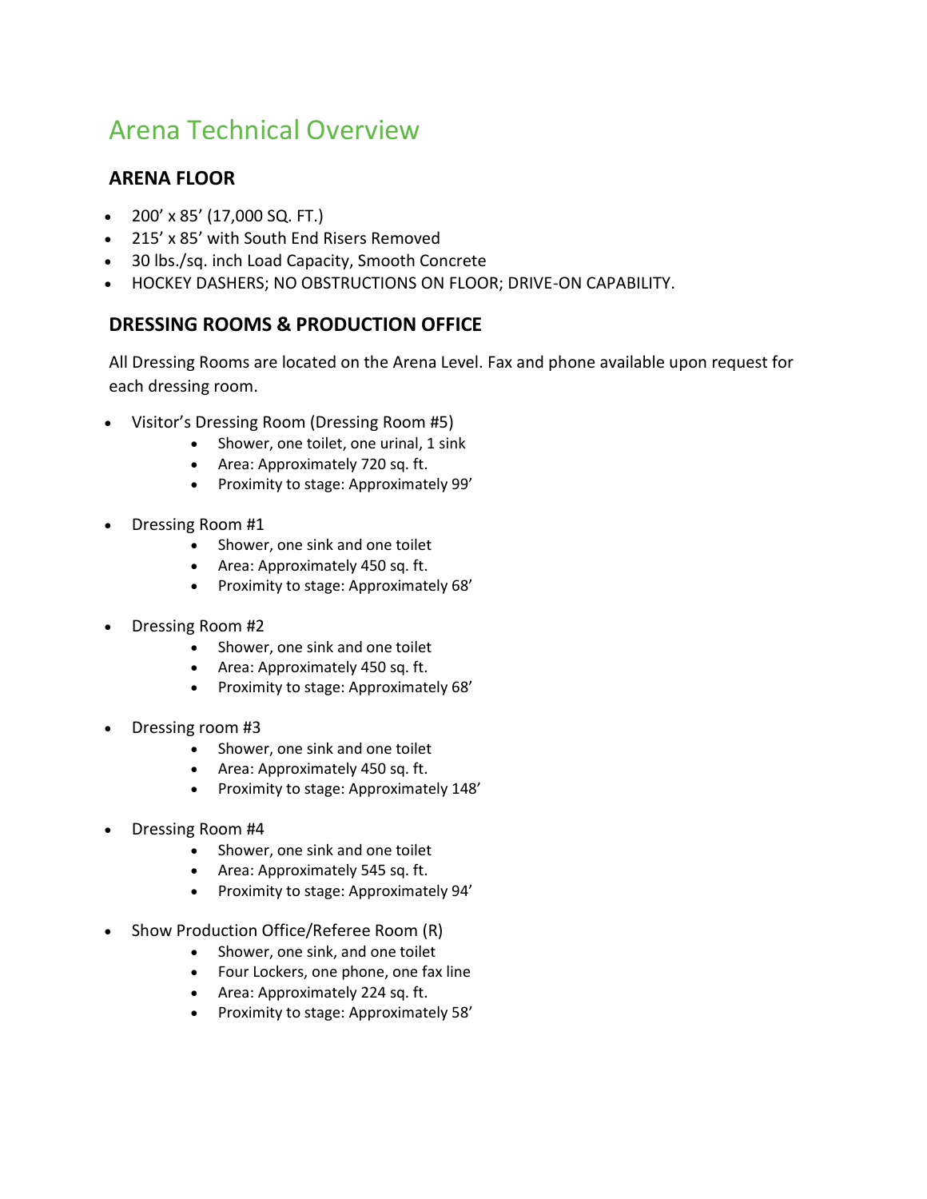# Arena Technical Overview

## ARENA FLOOR

- 200' x 85' (17,000 SQ. FT.)
- 215' x 85' with South End Risers Removed
- 30 lbs./sq. inch Load Capacity, Smooth Concrete
- HOCKEY DASHERS; NO OBSTRUCTIONS ON FLOOR; DRIVE-ON CAPABILITY.

## DRESSING ROOMS & PRODUCTION OFFICE

All Dressing Rooms are located on the Arena Level. Fax and phone available upon request for each dressing room.

- Visitor's Dressing Room (Dressing Room #5)
    - Shower, one toilet, one urinal, 1 sink
    - Area: Approximately 720 sq. ft.
    - Proximity to stage: Approximately 99'
- Dressing Room #1
    - Shower, one sink and one toilet
    - Area: Approximately 450 sq. ft.
    - Proximity to stage: Approximately 68'
- Dressing Room #2
    - Shower, one sink and one toilet
    - Area: Approximately 450 sq. ft.
    - Proximity to stage: Approximately 68'
- Dressing room #3
    - Shower, one sink and one toilet
    - Area: Approximately 450 sq. ft.
    - Proximity to stage: Approximately 148'
- Dressing Room #4
    - Shower, one sink and one toilet
    - Area: Approximately 545 sq. ft.
    - Proximity to stage: Approximately 94'
- Show Production Office/Referee Room (R)
    - Shower, one sink, and one toilet
    - Four Lockers, one phone, one fax line
    - Area: Approximately 224 sq. ft.
    - Proximity to stage: Approximately 58'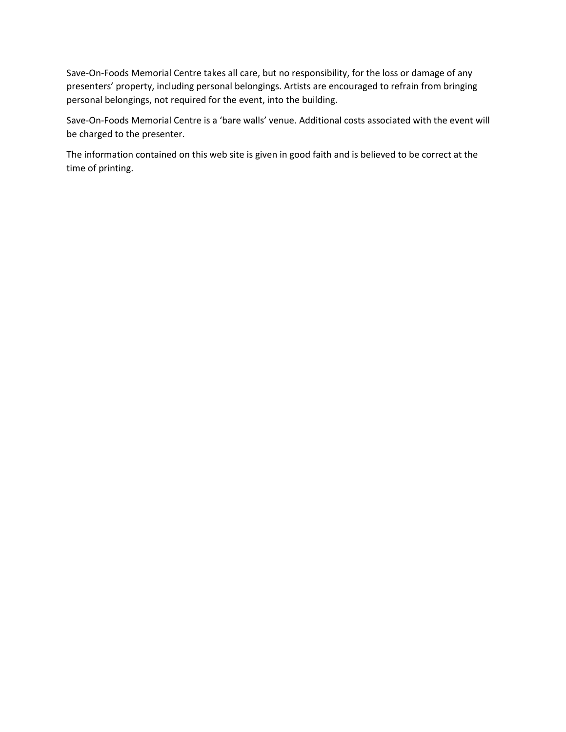Save-On-Foods Memorial Centre takes all care, but no responsibility, for the loss or damage of any presenters' property, including personal belongings. Artists are encouraged to refrain from bringing personal belongings, not required for the event, into the building.

Save-On-Foods Memorial Centre is a 'bare walls' venue. Additional costs associated with the event will be charged to the presenter.

The information contained on this web site is given in good faith and is believed to be correct at the time of printing.